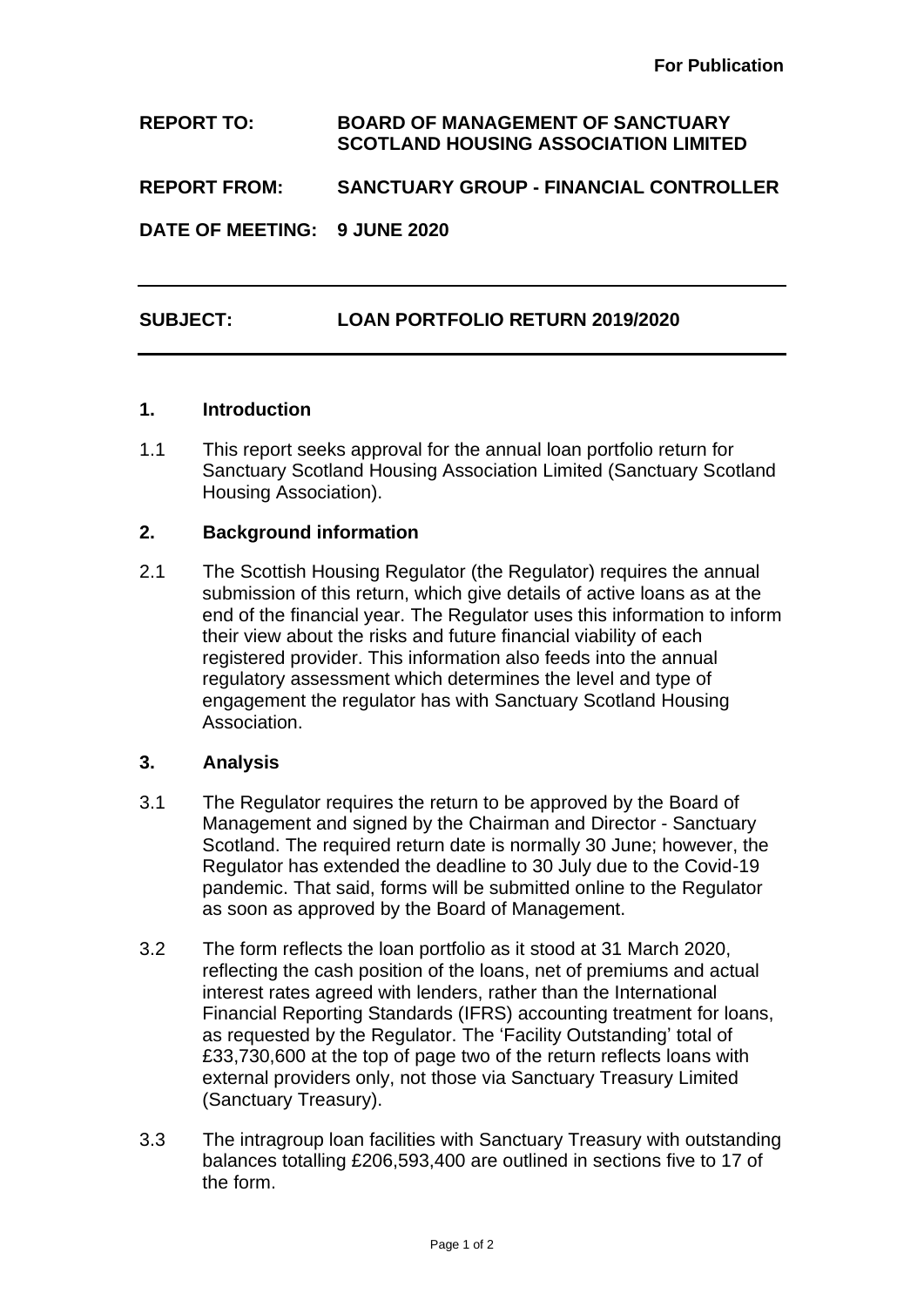**For Publication**

**REPORT TO:** **BOARD OF MANAGEMENT OF SANCTUARY SCOTLAND HOUSING ASSOCIATION LIMITED**

**REPORT FROM:** **SANCTUARY GROUP - FINANCIAL CONTROLLER**

**DATE OF MEETING:** **9 JUNE 2020**

---

**SUBJECT:** **LOAN PORTFOLIO RETURN 2019/2020**

---

## 1. Introduction

1.1 This report seeks approval for the annual loan portfolio return for Sanctuary Scotland Housing Association Limited (Sanctuary Scotland Housing Association).

## 2. Background information

2.1 The Scottish Housing Regulator (the Regulator) requires the annual submission of this return, which give details of active loans as at the end of the financial year. The Regulator uses this information to inform their view about the risks and future financial viability of each registered provider. This information also feeds into the annual regulatory assessment which determines the level and type of engagement the regulator has with Sanctuary Scotland Housing Association.

## 3. Analysis

3.1 The Regulator requires the return to be approved by the Board of Management and signed by the Chairman and Director - Sanctuary Scotland. The required return date is normally 30 June; however, the Regulator has extended the deadline to 30 July due to the Covid-19 pandemic. That said, forms will be submitted online to the Regulator as soon as approved by the Board of Management.

3.2 The form reflects the loan portfolio as it stood at 31 March 2020, reflecting the cash position of the loans, net of premiums and actual interest rates agreed with lenders, rather than the International Financial Reporting Standards (IFRS) accounting treatment for loans, as requested by the Regulator. The 'Facility Outstanding' total of £33,730,600 at the top of page two of the return reflects loans with external providers only, not those via Sanctuary Treasury Limited (Sanctuary Treasury).

3.3 The intragroup loan facilities with Sanctuary Treasury with outstanding balances totalling £206,593,400 are outlined in sections five to 17 of the form.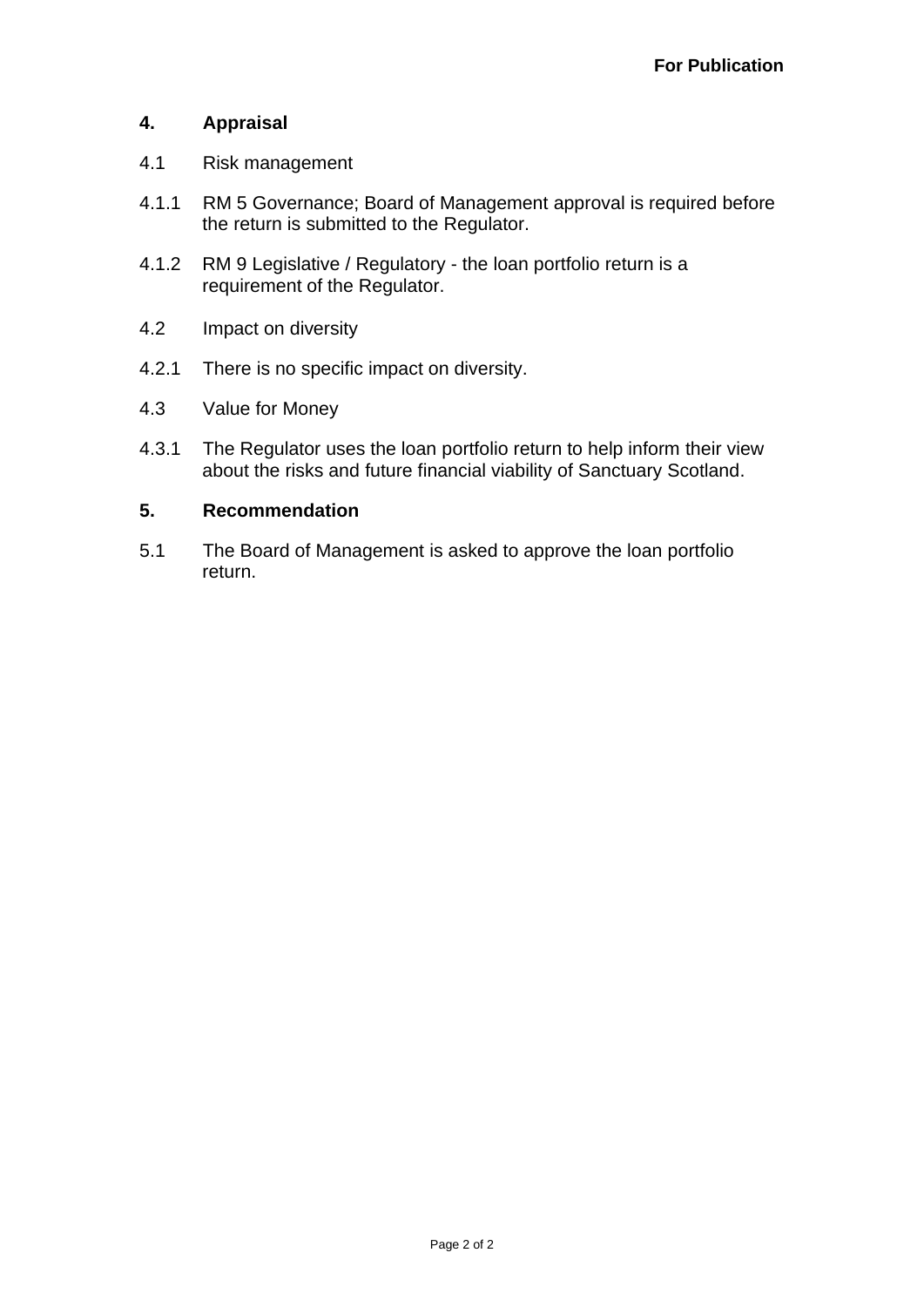**For Publication**

## 4. Appraisal

4.1 Risk management

4.1.1 RM 5 Governance; Board of Management approval is required before the return is submitted to the Regulator.

4.1.2 RM 9 Legislative / Regulatory - the loan portfolio return is a requirement of the Regulator.

4.2 Impact on diversity

4.2.1 There is no specific impact on diversity.

4.3 Value for Money

4.3.1 The Regulator uses the loan portfolio return to help inform their view about the risks and future financial viability of Sanctuary Scotland.

## 5. Recommendation

5.1 The Board of Management is asked to approve the loan portfolio return.